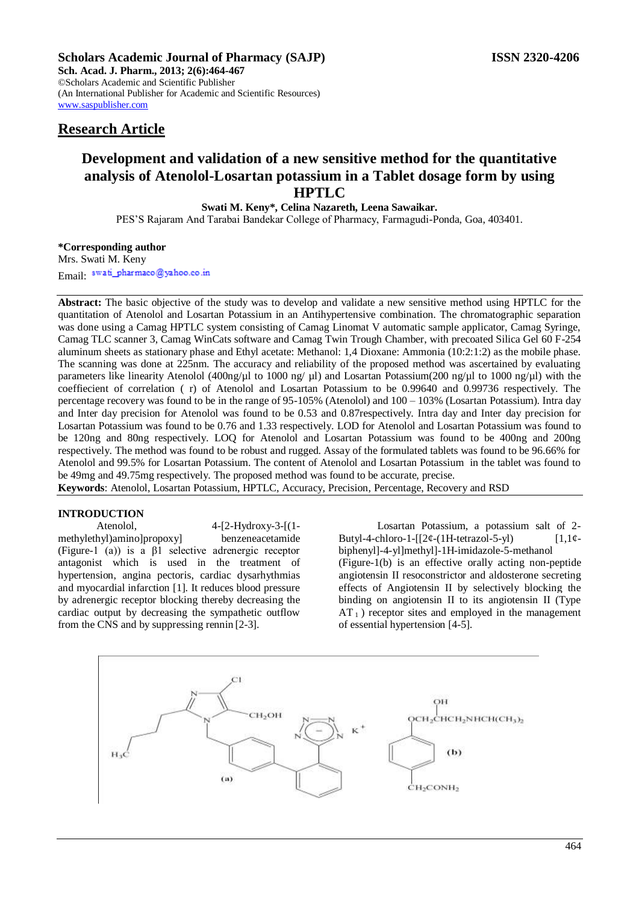**Scholars Academic Journal of Pharmacy (SAJP)** **ISSN 2320-4206**

**Sch. Acad. J. Pharm., 2013; 2(6):464-467**
©Scholars Academic and Scientific Publisher
(An International Publisher for Academic and Scientific Resources)
www.saspublisher.com

## Research Article

# Development and validation of a new sensitive method for the quantitative analysis of Atenolol-Losartan potassium in a Tablet dosage form by using HPTLC

**Swati M. Keny\*, Celina Nazareth, Leena Sawaikar.**

PES'S Rajaram And Tarabai Bandekar College of Pharmacy, Farmagudi-Ponda, Goa, 403401.

**\*Corresponding author**
Mrs. Swati M. Keny
Email: swati_pharmaco@yahoo.co.in

**Abstract:** The basic objective of the study was to develop and validate a new sensitive method using HPTLC for the quantitation of Atenolol and Losartan Potassium in an Antihypertensive combination. The chromatographic separation was done using a Camag HPTLC system consisting of Camag Linomat V automatic sample applicator, Camag Syringe, Camag TLC scanner 3, Camag WinCats software and Camag Twin Trough Chamber, with precoated Silica Gel 60 F-254 aluminum sheets as stationary phase and Ethyl acetate: Methanol: 1,4 Dioxane: Ammonia (10:2:1:2) as the mobile phase. The scanning was done at 225nm. The accuracy and reliability of the proposed method was ascertained by evaluating parameters like linearity Atenolol (400ng/µl to 1000 ng/ µl) and Losartan Potassium(200 ng/µl to 1000 ng/µl) with the coeffiecient of correlation ( r) of Atenolol and Losartan Potassium to be 0.99640 and 0.99736 respectively. The percentage recovery was found to be in the range of 95-105% (Atenolol) and 100 – 103% (Losartan Potassium). Intra day and Inter day precision for Atenolol was found to be 0.53 and 0.87respectively. Intra day and Inter day precision for Losartan Potassium was found to be 0.76 and 1.33 respectively. LOD for Atenolol and Losartan Potassium was found to be 120ng and 80ng respectively. LOQ for Atenolol and Losartan Potassium was found to be 400ng and 200ng respectively. The method was found to be robust and rugged. Assay of the formulated tablets was found to be 96.66% for Atenolol and 99.5% for Losartan Potassium. The content of Atenolol and Losartan Potassium in the tablet was found to be 49mg and 49.75mg respectively. The proposed method was found to be accurate, precise.

**Keywords**: Atenolol, Losartan Potassium, HPTLC, Accuracy, Precision, Percentage, Recovery and RSD

## INTRODUCTION

Atenolol, 4-[2-Hydroxy-3-[(1-methylethyl)amino]propoxy] benzeneacetamide (Figure-1 (a)) is a β1 selective adrenergic receptor antagonist which is used in the treatment of hypertension, angina pectoris, cardiac dysarhythmias and myocardial infarction [1]. It reduces blood pressure by adrenergic receptor blocking thereby decreasing the cardiac output by decreasing the sympathetic outflow from the CNS and by suppressing rennin [2-3].

Losartan Potassium, a potassium salt of 2-Butyl-4-chloro-1-[[2¢-(1H-tetrazol-5-yl) [1,1¢-biphenyl]-4-yl]methyl]-1H-imidazole-5-methanol (Figure-1(b) is an effective orally acting non-peptide angiotensin II resoconstrictor and aldosterone secreting effects of Angiotensin II by selectively blocking the binding on angiotensin II to its angiotensin II (Type $AT_1$ ) receptor sites and employed in the management of essential hypertension [4-5].

Cl
N
CH₂OH
N
$H_3C$
N=N
N N
$K^+$
(a)
OH
$OCH_2CHCH_2NHCH(CH_3)_2$
(b)
$CH_2CONH_2$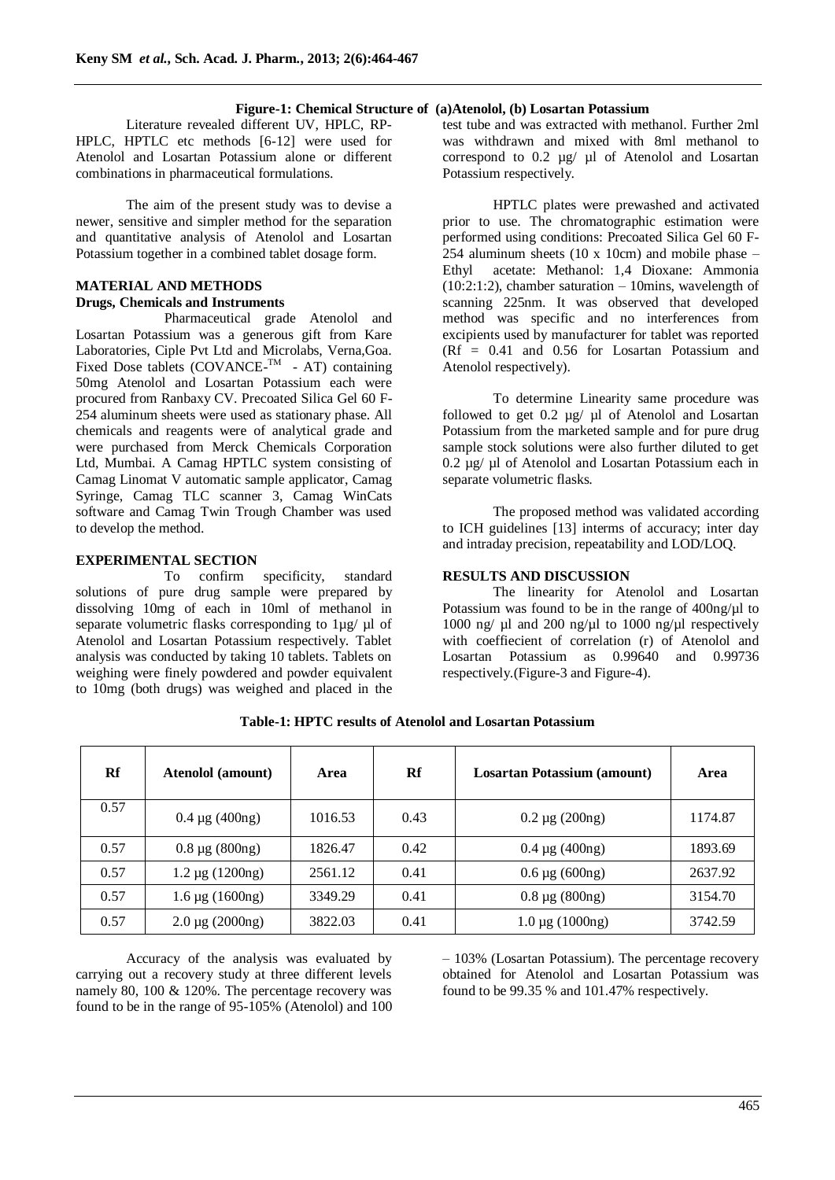**Figure-1: Chemical Structure of (a)Atenolol, (b) Losartan Potassium**

Literature revealed different UV, HPLC, RP-HPLC, HPTLC etc methods [6-12] were used for Atenolol and Losartan Potassium alone or different combinations in pharmaceutical formulations.

The aim of the present study was to devise a newer, sensitive and simpler method for the separation and quantitative analysis of Atenolol and Losartan Potassium together in a combined tablet dosage form.

## MATERIAL AND METHODS

### Drugs, Chemicals and Instruments

Pharmaceutical grade Atenolol and Losartan Potassium was a generous gift from Kare Laboratories, Ciple Pvt Ltd and Microlabs, Verna,Goa. Fixed Dose tablets (COVANCE-$^{TM}$ - AT) containing 50mg Atenolol and Losartan Potassium each were procured from Ranbaxy CV. Precoated Silica Gel 60 F-254 aluminum sheets were used as stationary phase. All chemicals and reagents were of analytical grade and were purchased from Merck Chemicals Corporation Ltd, Mumbai. A Camag HPTLC system consisting of Camag Linomat V automatic sample applicator, Camag Syringe, Camag TLC scanner 3, Camag WinCats software and Camag Twin Trough Chamber was used to develop the method.

## EXPERIMENTAL SECTION

To confirm specificity, standard solutions of pure drug sample were prepared by dissolving 10mg of each in 10ml of methanol in separate volumetric flasks corresponding to 1µg/ µl of Atenolol and Losartan Potassium respectively. Tablet analysis was conducted by taking 10 tablets. Tablets on weighing were finely powdered and powder equivalent to 10mg (both drugs) was weighed and placed in the test tube and was extracted with methanol. Further 2ml was withdrawn and mixed with 8ml methanol to correspond to 0.2 µg/ µl of Atenolol and Losartan Potassium respectively.

HPTLC plates were prewashed and activated prior to use. The chromatographic estimation were performed using conditions: Precoated Silica Gel 60 F-254 aluminum sheets (10 x 10cm) and mobile phase – Ethyl acetate: Methanol: 1,4 Dioxane: Ammonia (10:2:1:2), chamber saturation – 10mins, wavelength of scanning 225nm. It was observed that developed method was specific and no interferences from excipients used by manufacturer for tablet was reported (Rf = 0.41 and 0.56 for Losartan Potassium and Atenolol respectively).

To determine Linearity same procedure was followed to get 0.2 µg/ µl of Atenolol and Losartan Potassium from the marketed sample and for pure drug sample stock solutions were also further diluted to get 0.2 µg/µl of Atenolol and Losartan Potassium each in separate volumetric flasks.

The proposed method was validated according to ICH guidelines [13] interms of accuracy; inter day and intraday precision, repeatability and LOD/LOQ.

## RESULTS AND DISCUSSION

The linearity for Atenolol and Losartan Potassium was found to be in the range of 400ng/µl to 1000 ng/ µl and 200 ng/µl to 1000 ng/µl respectively with coeffiecient of correlation (r) of Atenolol and Losartan Potassium as 0.99640 and 0.99736 respectively.(Figure-3 and Figure-4).

**Table-1: HPTC results of Atenolol and Losartan Potassium**

| Rf | Atenolol (amount) | Area | Rf | Losartan Potassium (amount) | Area |
|---|---|---|---|---|---|
| 0.57 | 0.4 µg (400ng) | 1016.53 | 0.43 | 0.2 µg (200ng) | 1174.87 |
| 0.57 | 0.8 µg (800ng) | 1826.47 | 0.42 | 0.4 µg (400ng) | 1893.69 |
| 0.57 | 1.2 µg (1200ng) | 2561.12 | 0.41 | 0.6 µg (600ng) | 2637.92 |
| 0.57 | 1.6 µg (1600ng) | 3349.29 | 0.41 | 0.8 µg (800ng) | 3154.70 |
| 0.57 | 2.0 µg (2000ng) | 3822.03 | 0.41 | 1.0 µg (1000ng) | 3742.59 |

Accuracy of the analysis was evaluated by carrying out a recovery study at three different levels namely 80, 100 & 120%. The percentage recovery was found to be in the range of 95-105% (Atenolol) and 100 – 103% (Losartan Potassium). The percentage recovery obtained for Atenolol and Losartan Potassium was found to be 99.35 % and 101.47% respectively.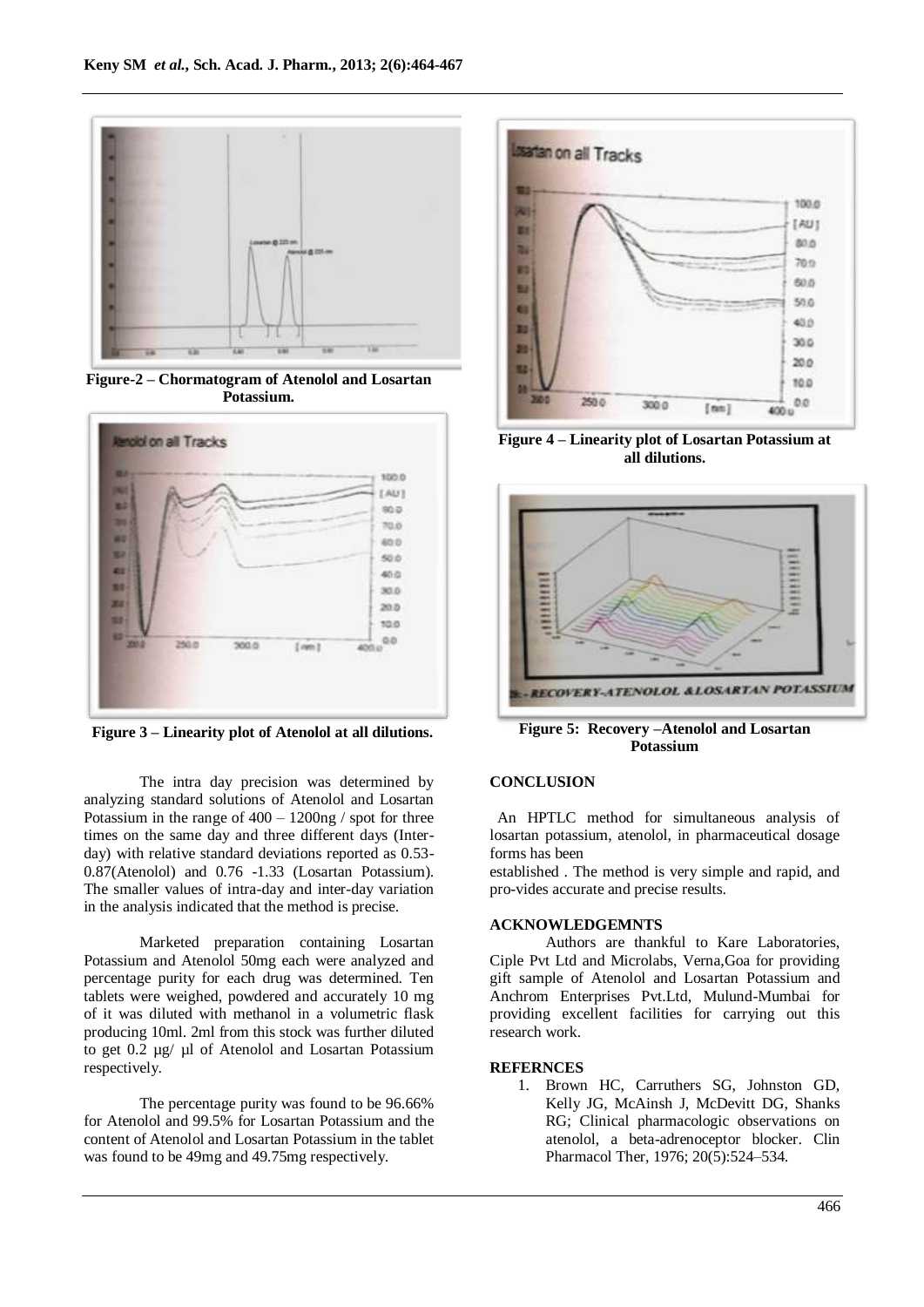Figure-2 – Chormatogram of Atenolol and Losartan Potassium.

Atenolol on all Tracks

100.0
[AU]
90.0
70.0
60.0
50.0
40.0
30.0
20.0
10.0
0.0
250.0
300.0
[nm]
400.0

Figure 3 – Linearity plot of Atenolol at all dilutions.

The intra day precision was determined by analyzing standard solutions of Atenolol and Losartan Potassium in the range of 400 – 1200ng / spot for three times on the same day and three different days (Inter-day) with relative standard deviations reported as 0.53-0.87(Atenolol) and 0.76 -1.33 (Losartan Potassium). The smaller values of intra-day and inter-day variation in the analysis indicated that the method is precise.

Marketed preparation containing Losartan Potassium and Atenolol 50mg each were analyzed and percentage purity for each drug was determined. Ten tablets were weighed, powdered and accurately 10 mg of it was diluted with methanol in a volumetric flask producing 10ml. 2ml from this stock was further diluted to get 0.2 µg/ µl of Atenolol and Losartan Potassium respectively.

The percentage purity was found to be 96.66% for Atenolol and 99.5% for Losartan Potassium and the content of Atenolol and Losartan Potassium in the tablet was found to be 49mg and 49.75mg respectively.

Losartan on all Tracks

100.0
[AU]
80.0
70.0
60.0
50.0
40.0
30.0
20.0
10.0
0.0
250.0
300.0
[nm]
400.0

Figure 4 – Linearity plot of Losartan Potassium at all dilutions.

RECOVERY-ATENOLOL &LOSARTAN POTASSIUM

Figure 5: Recovery –Atenolol and Losartan Potassium

## CONCLUSION

An HPTLC method for simultaneous analysis of losartan potassium, atenolol, in pharmaceutical dosage forms has been established . The method is very simple and rapid, and pro-vides accurate and precise results.

## ACKNOWLEDGEMNTS

Authors are thankful to Kare Laboratories, Ciple Pvt Ltd and Microlabs, Verna,Goa for providing gift sample of Atenolol and Losartan Potassium and Anchrom Enterprises Pvt.Ltd, Mulund-Mumbai for providing excellent facilities for carrying out this research work.

## REFERNCES

1. Brown HC, Carruthers SG, Johnston GD, Kelly JG, McAinsh J, McDevitt DG, Shanks RG; Clinical pharmacologic observations on atenolol, a beta-adrenoceptor blocker. Clin Pharmacol Ther, 1976; 20(5):524–534.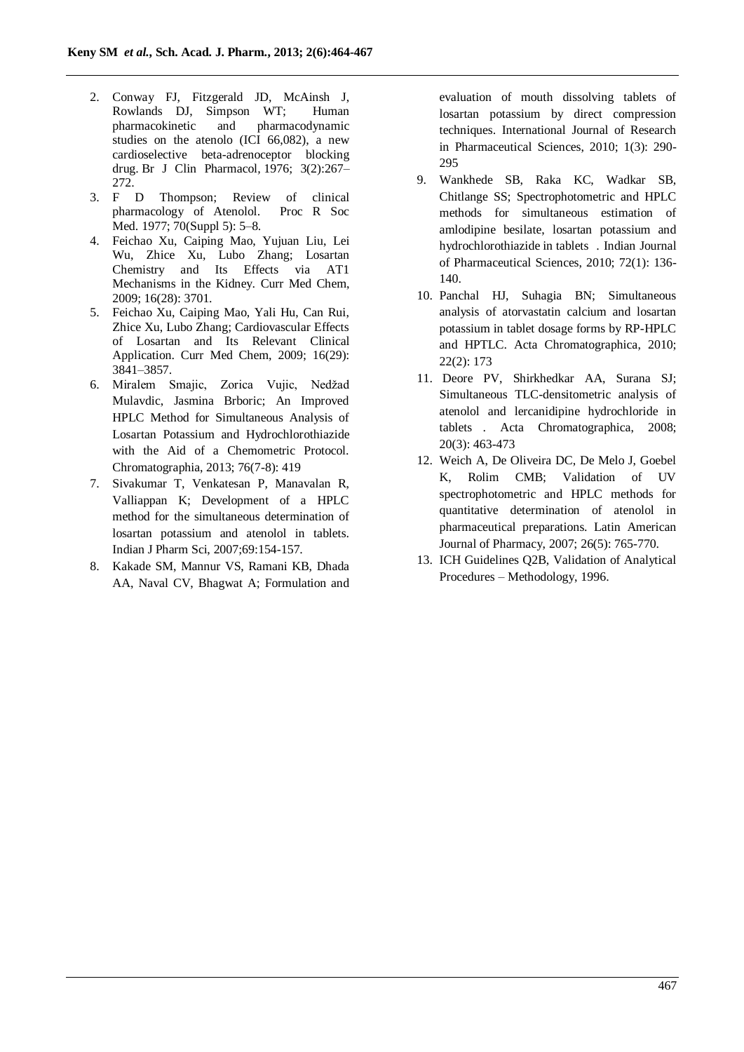2. Conway FJ, Fitzgerald JD, McAinsh J, Rowlands DJ, Simpson WT; Human pharmacokinetic and pharmacodynamic studies on the atenolo (ICI 66,082), a new cardioselective beta-adrenoceptor blocking drug. Br J Clin Pharmacol, 1976; 3(2):267–272.
3. F D Thompson; Review of clinical pharmacology of Atenolol. Proc R Soc Med. 1977; 70(Suppl 5): 5–8.
4. Feichao Xu, Caiping Mao, Yujuan Liu, Lei Wu, Zhice Xu, Lubo Zhang; Losartan Chemistry and Its Effects via AT1 Mechanisms in the Kidney. Curr Med Chem, 2009; 16(28): 3701.
5. Feichao Xu, Caiping Mao, Yali Hu, Can Rui, Zhice Xu, Lubo Zhang; Cardiovascular Effects of Losartan and Its Relevant Clinical Application. Curr Med Chem, 2009; 16(29): 3841–3857.
6. Miralem Smajic, Zorica Vujic, Nedžad Mulavdic, Jasmina Brboric; An Improved HPLC Method for Simultaneous Analysis of Losartan Potassium and Hydrochlorothiazide with the Aid of a Chemometric Protocol. Chromatographia, 2013; 76(7-8): 419
7. Sivakumar T, Venkatesan P, Manavalan R, Valliappan K; Development of a HPLC method for the simultaneous determination of losartan potassium and atenolol in tablets. Indian J Pharm Sci, 2007;69:154-157.
8. Kakade SM, Mannur VS, Ramani KB, Dhada AA, Naval CV, Bhagwat A; Formulation and evaluation of mouth dissolving tablets of losartan potassium by direct compression techniques. International Journal of Research in Pharmaceutical Sciences, 2010; 1(3): 290-295
9. Wankhede SB, Raka KC, Wadkar SB, Chitlange SS; Spectrophotometric and HPLC methods for simultaneous estimation of amlodipine besilate, losartan potassium and hydrochlorothiazide in tablets . Indian Journal of Pharmaceutical Sciences, 2010; 72(1): 136-140.
10. Panchal HJ, Suhagia BN; Simultaneous analysis of atorvastatin calcium and losartan potassium in tablet dosage forms by RP-HPLC and HPTLC. Acta Chromatographica, 2010; 22(2): 173
11. Deore PV, Shirkhedkar AA, Surana SJ; Simultaneous TLC-densitometric analysis of atenolol and lercanidipine hydrochloride in tablets . Acta Chromatographica, 2008; 20(3): 463-473
12. Weich A, De Oliveira DC, De Melo J, Goebel K, Rolim CMB; Validation of UV spectrophotometric and HPLC methods for quantitative determination of atenolol in pharmaceutical preparations. Latin American Journal of Pharmacy, 2007; 26(5): 765-770.
13. ICH Guidelines Q2B, Validation of Analytical Procedures – Methodology, 1996.